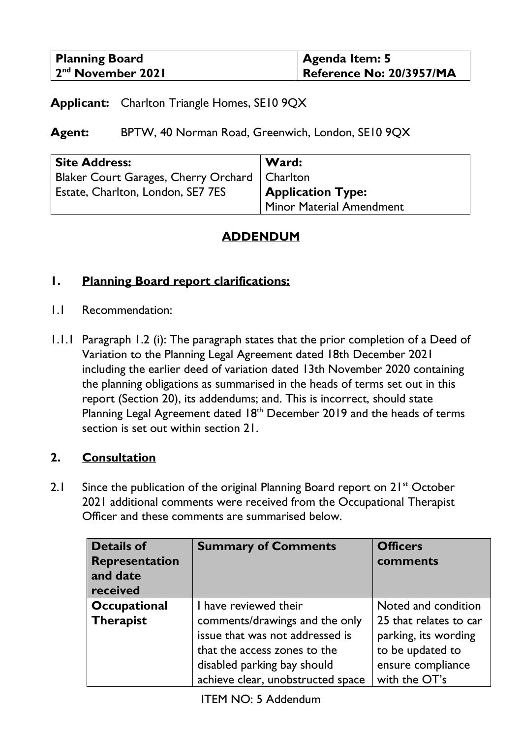| Planning Board<br>2nd November 2021 | Agenda Item: 5<br>Reference No: 20/3957/MA |
|---|---|

**Applicant:** Charlton Triangle Homes, SE10 9QX

**Agent:** BPTW, 40 Norman Road, Greenwich, London, SE10 9QX

| Site Address:<br>Blaker Court Garages, Cherry Orchard Estate, Charlton, London, SE7 7ES | Ward:<br>Charlton<br>Application Type:<br>Minor Material Amendment |
|---|---|

# ADDENDUM

## 1. Planning Board report clarifications:

1.1 Recommendation:

1.1.1 Paragraph 1.2 (i): The paragraph states that the prior completion of a Deed of Variation to the Planning Legal Agreement dated 18th December 2021 including the earlier deed of variation dated 13th November 2020 containing the planning obligations as summarised in the heads of terms set out in this report (Section 20), its addendums; and. This is incorrect, should state Planning Legal Agreement dated 18th December 2019 and the heads of terms section is set out within section 21.

## 2. Consultation

2.1 Since the publication of the original Planning Board report on 21st October 2021 additional comments were received from the Occupational Therapist Officer and these comments are summarised below.

| Details of Representation and date received | Summary of Comments | Officers comments |
|---|---|---|
| **Occupational Therapist** | I have reviewed their comments/drawings and the only issue that was not addressed is that the access zones to the disabled parking bay should achieve clear, unobstructed space | Noted and condition 25 that relates to car parking, its wording to be updated to ensure compliance with the OT's |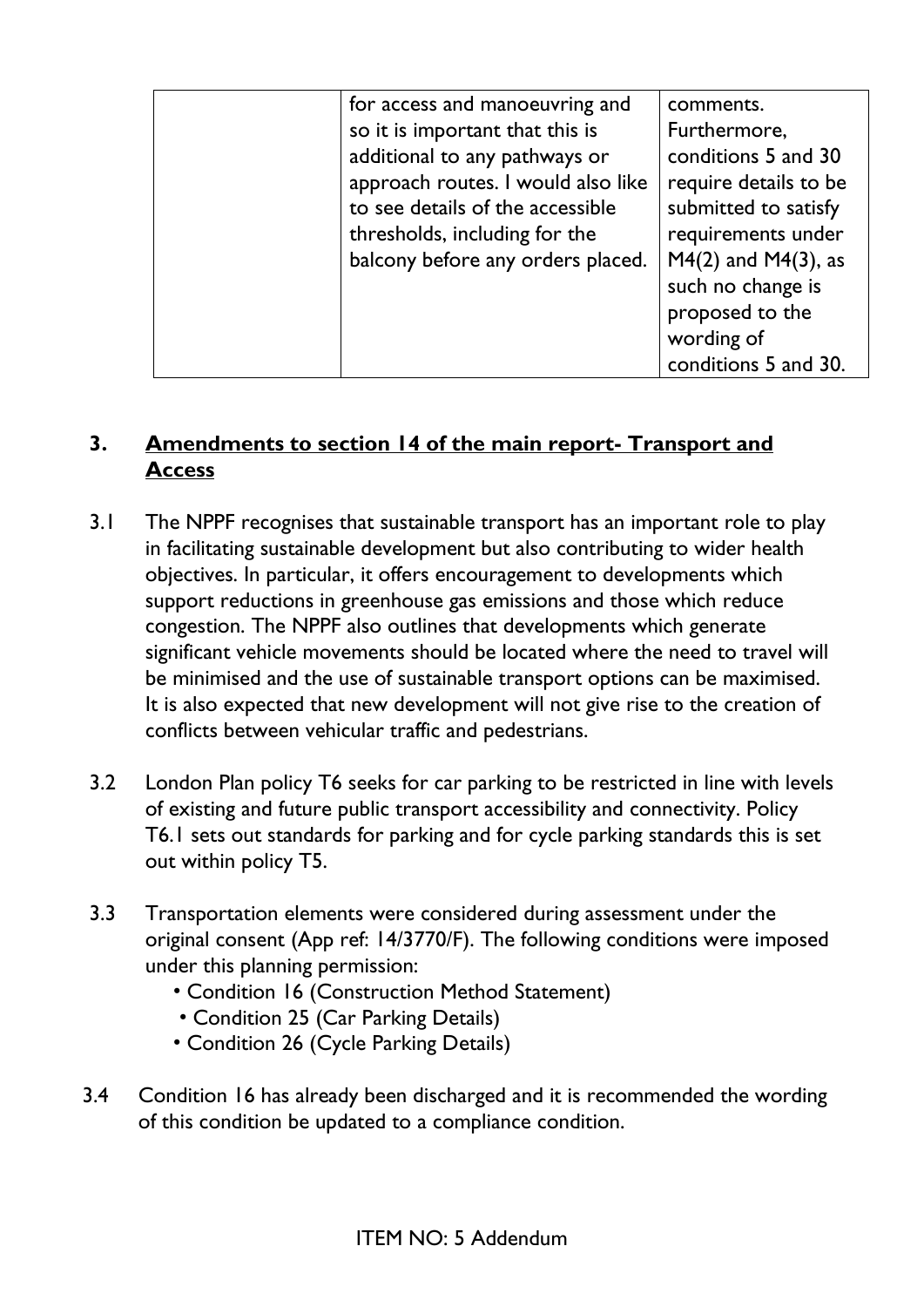| | | |
|---|---|---|
| | for access and manoeuvring and so it is important that this is additional to any pathways or approach routes. I would also like to see details of the accessible thresholds, including for the balcony before any orders placed. | comments. Furthermore, conditions 5 and 30 require details to be submitted to satisfy requirements under M4(2) and M4(3), as such no change is proposed to the wording of conditions 5 and 30. |

## 3. Amendments to section 14 of the main report- Transport and Access

3.1 The NPPF recognises that sustainable transport has an important role to play in facilitating sustainable development but also contributing to wider health objectives. In particular, it offers encouragement to developments which support reductions in greenhouse gas emissions and those which reduce congestion. The NPPF also outlines that developments which generate significant vehicle movements should be located where the need to travel will be minimised and the use of sustainable transport options can be maximised. It is also expected that new development will not give rise to the creation of conflicts between vehicular traffic and pedestrians.

3.2 London Plan policy T6 seeks for car parking to be restricted in line with levels of existing and future public transport accessibility and connectivity. Policy T6.1 sets out standards for parking and for cycle parking standards this is set out within policy T5.

3.3 Transportation elements were considered during assessment under the original consent (App ref: 14/3770/F). The following conditions were imposed under this planning permission:

- Condition 16 (Construction Method Statement)
- Condition 25 (Car Parking Details)
- Condition 26 (Cycle Parking Details)

3.4 Condition 16 has already been discharged and it is recommended the wording of this condition be updated to a compliance condition.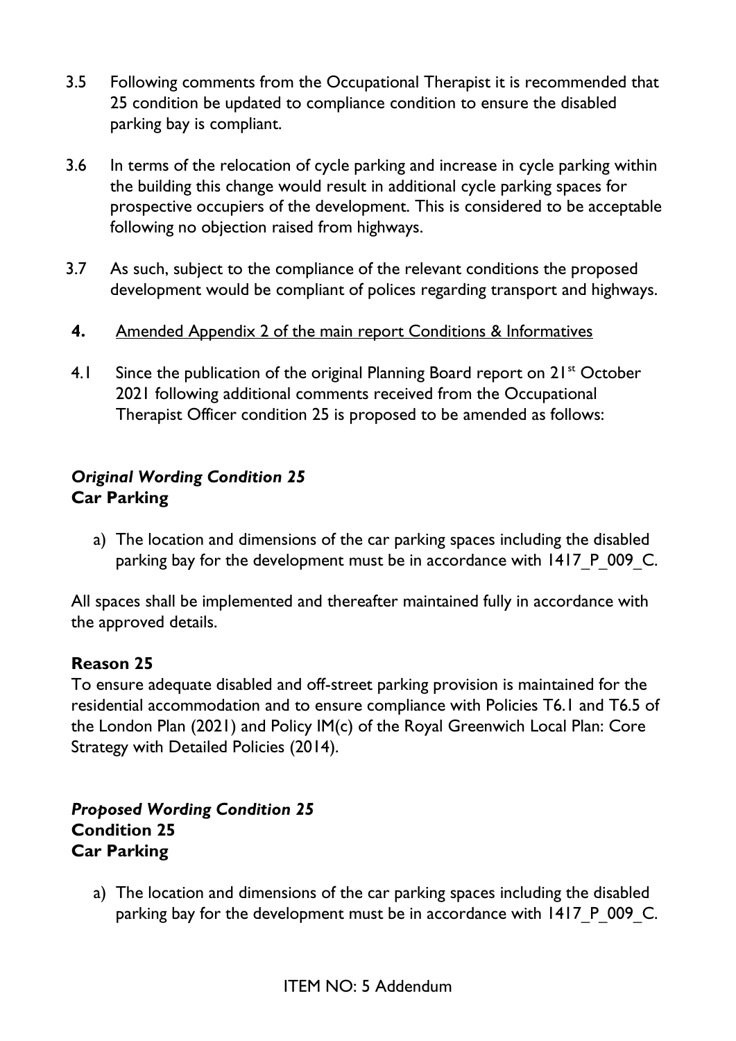3.5 Following comments from the Occupational Therapist it is recommended that 25 condition be updated to compliance condition to ensure the disabled parking bay is compliant.

3.6 In terms of the relocation of cycle parking and increase in cycle parking within the building this change would result in additional cycle parking spaces for prospective occupiers of the development. This is considered to be acceptable following no objection raised from highways.

3.7 As such, subject to the compliance of the relevant conditions the proposed development would be compliant of polices regarding transport and highways.

**4.** Amended Appendix 2 of the main report Conditions & Informatives

4.1 Since the publication of the original Planning Board report on 21st October 2021 following additional comments received from the Occupational Therapist Officer condition 25 is proposed to be amended as follows:

***Original Wording Condition 25***
**Car Parking**

a) The location and dimensions of the car parking spaces including the disabled parking bay for the development must be in accordance with 1417_P_009_C.

All spaces shall be implemented and thereafter maintained fully in accordance with the approved details.

**Reason 25**
To ensure adequate disabled and off-street parking provision is maintained for the residential accommodation and to ensure compliance with Policies T6.1 and T6.5 of the London Plan (2021) and Policy IM(c) of the Royal Greenwich Local Plan: Core Strategy with Detailed Policies (2014).

***Proposed Wording Condition 25***
**Condition 25**
**Car Parking**

a) The location and dimensions of the car parking spaces including the disabled parking bay for the development must be in accordance with 1417_P_009_C.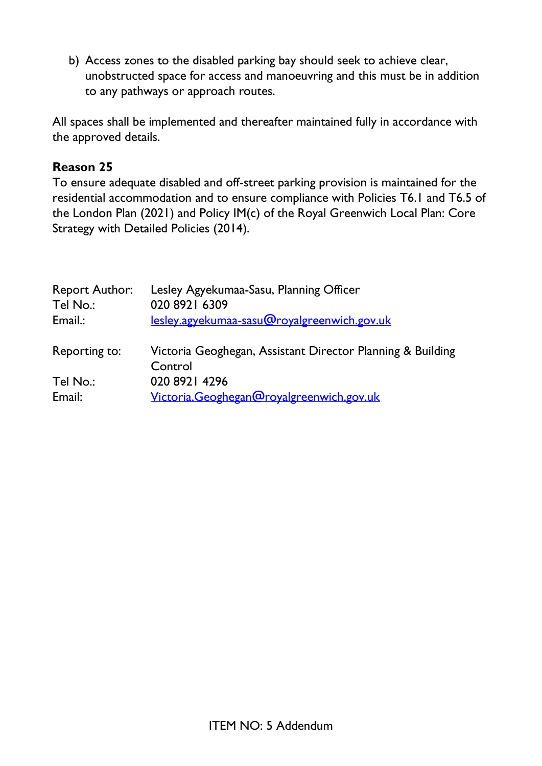b) Access zones to the disabled parking bay should seek to achieve clear, unobstructed space for access and manoeuvring and this must be in addition to any pathways or approach routes.

All spaces shall be implemented and thereafter maintained fully in accordance with the approved details.

**Reason 25**

To ensure adequate disabled and off-street parking provision is maintained for the residential accommodation and to ensure compliance with Policies T6.1 and T6.5 of the London Plan (2021) and Policy IM(c) of the Royal Greenwich Local Plan: Core Strategy with Detailed Policies (2014).

| | |
|---|---|
| Report Author: | Lesley Agyekumaa-Sasu, Planning Officer |
| Tel No.: | 020 8921 6309 |
| Email.: | lesley.agyekumaa-sasu@royalgreenwich.gov.uk |
| Reporting to: | Victoria Geoghegan, Assistant Director Planning & Building Control |
| Tel No.: | 020 8921 4296 |
| Email: | Victoria.Geoghegan@royalgreenwich.gov.uk |

ITEM NO: 5 Addendum